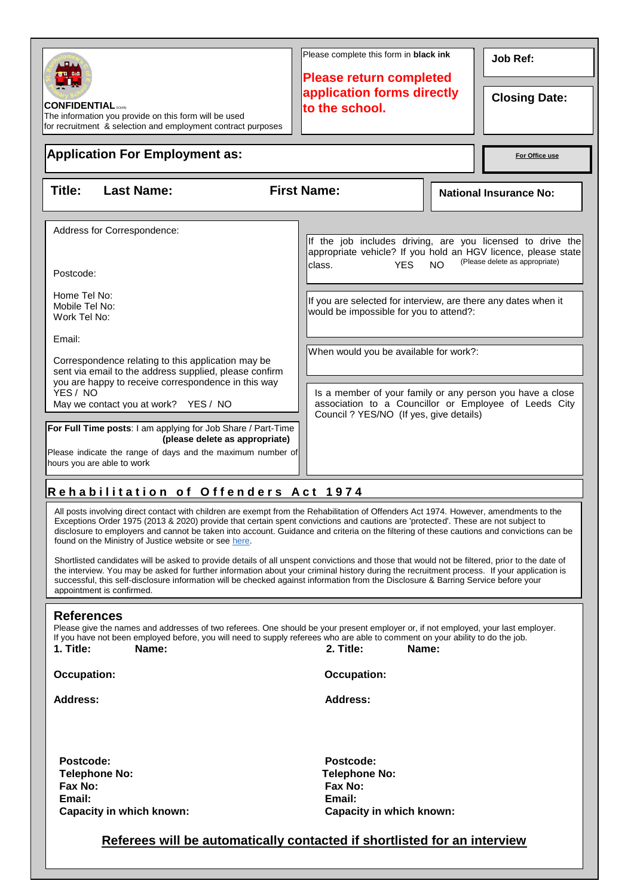**CONFIDENTIAL** SO(48)

The information you provide on this form will be used for recruitment & selection and employment contract purposes

Please complete this form in **black ink**

**Please return completed application forms directly to the school.**

**Job Ref:**

**Closing Date:**

## Application For Employment as:

**For Office use**

**Title:** **Last Name:** **First Name:**

**National Insurance No:**

Address for Correspondence:

Postcode:

Home Tel No:
Mobile Tel No:
Work Tel No:

Email:

Correspondence relating to this application may be sent via email to the address supplied, please confirm you are happy to receive correspondence in this way
YES / NO

May we contact you at work? YES / NO

If the job includes driving, are you licensed to drive the appropriate vehicle? If you hold an HGV licence, please state class. YES NO (Please delete as appropriate)

If you are selected for interview, are there any dates when it would be impossible for you to attend?:

When would you be available for work?:

Is a member of your family or any person you have a close association to a Councillor or Employee of Leeds City Council ? YES/NO (If yes, give details)

**For Full Time posts**: I am applying for Job Share / Part-Time **(please delete as appropriate)**

Please indicate the range of days and the maximum number of hours you are able to work

## Rehabilitation of Offenders Act 1974

All posts involving direct contact with children are exempt from the Rehabilitation of Offenders Act 1974. However, amendments to the Exceptions Order 1975 (2013 & 2020) provide that certain spent convictions and cautions are 'protected'. These are not subject to disclosure to employers and cannot be taken into account. Guidance and criteria on the filtering of these cautions and convictions can be found on the Ministry of Justice website or see here.

Shortlisted candidates will be asked to provide details of all unspent convictions and those that would not be filtered, prior to the date of the interview. You may be asked for further information about your criminal history during the recruitment process. If your application is successful, this self-disclosure information will be checked against information from the Disclosure & Barring Service before your appointment is confirmed.

## References

Please give the names and addresses of two referees. One should be your present employer or, if not employed, your last employer. If you have not been employed before, you will need to supply referees who are able to comment on your ability to do the job.

**1. Title:** **Name:**

**Occupation:**

**Address:**

**Postcode:**
**Telephone No:**
**Fax No:**
**Email:**
**Capacity in which known:**

**2. Title:** **Name:**

**Occupation:**

**Address:**

**Postcode:**
**Telephone No:**
**Fax No:**
**Email:**
**Capacity in which known:**

**Referees will be automatically contacted if shortlisted for an interview**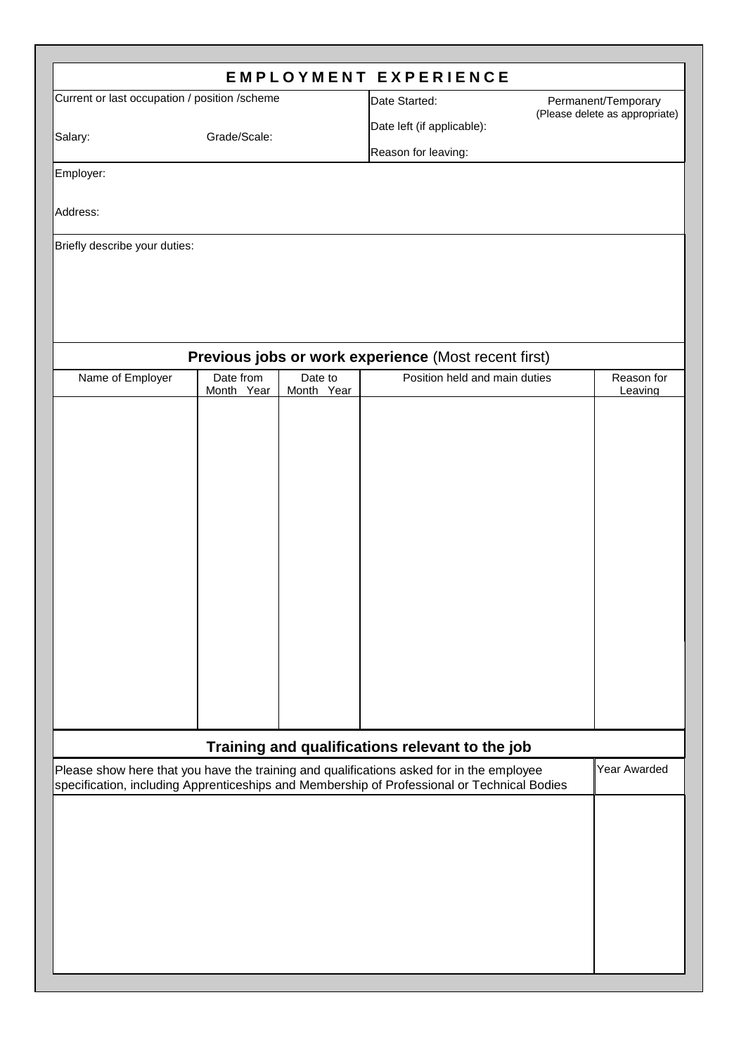# EMPLOYMENT EXPERIENCE

| Current or last occupation / position /scheme | | Date Started: | Permanent/Temporary (Please delete as appropriate) |
|---|---|---|---|
| Salary: | Grade/Scale: | Date left (if applicable): | |
| | | Reason for leaving: | |

Employer:

Address:

Briefly describe your duties:

## Previous jobs or work experience (Most recent first)

| Name of Employer | Date from Month Year | Date to Month Year | Position held and main duties | Reason for Leaving |
|---|---|---|---|---|
| | | | | |

## Training and qualifications relevant to the job

| Please show here that you have the training and qualifications asked for in the employee specification, including Apprenticeships and Membership of Professional or Technical Bodies | Year Awarded |
|---|---|
| | |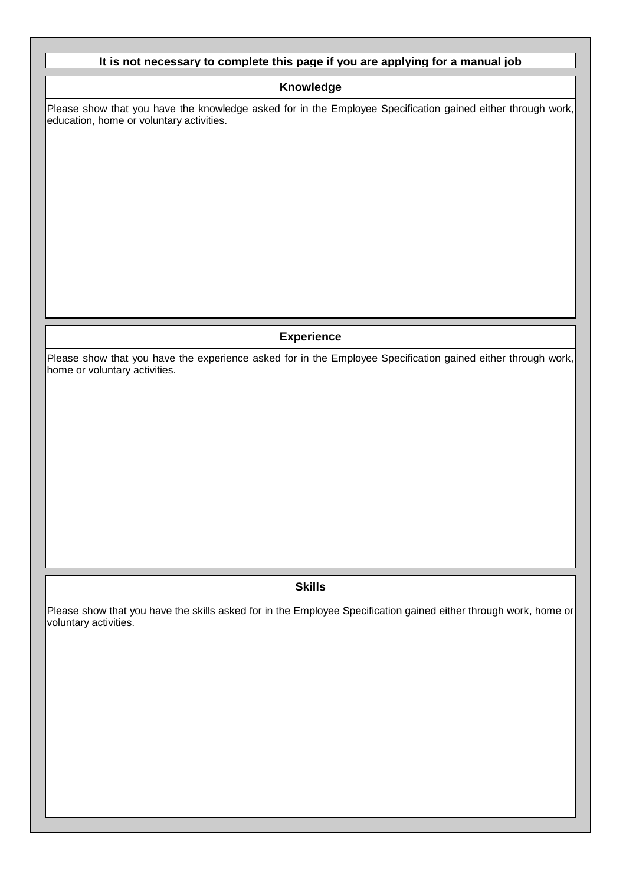**It is not necessary to complete this page if you are applying for a manual job**

## Knowledge

Please show that you have the knowledge asked for in the Employee Specification gained either through work, education, home or voluntary activities.

## Experience

Please show that you have the experience asked for in the Employee Specification gained either through work, home or voluntary activities.

## Skills

Please show that you have the skills asked for in the Employee Specification gained either through work, home or voluntary activities.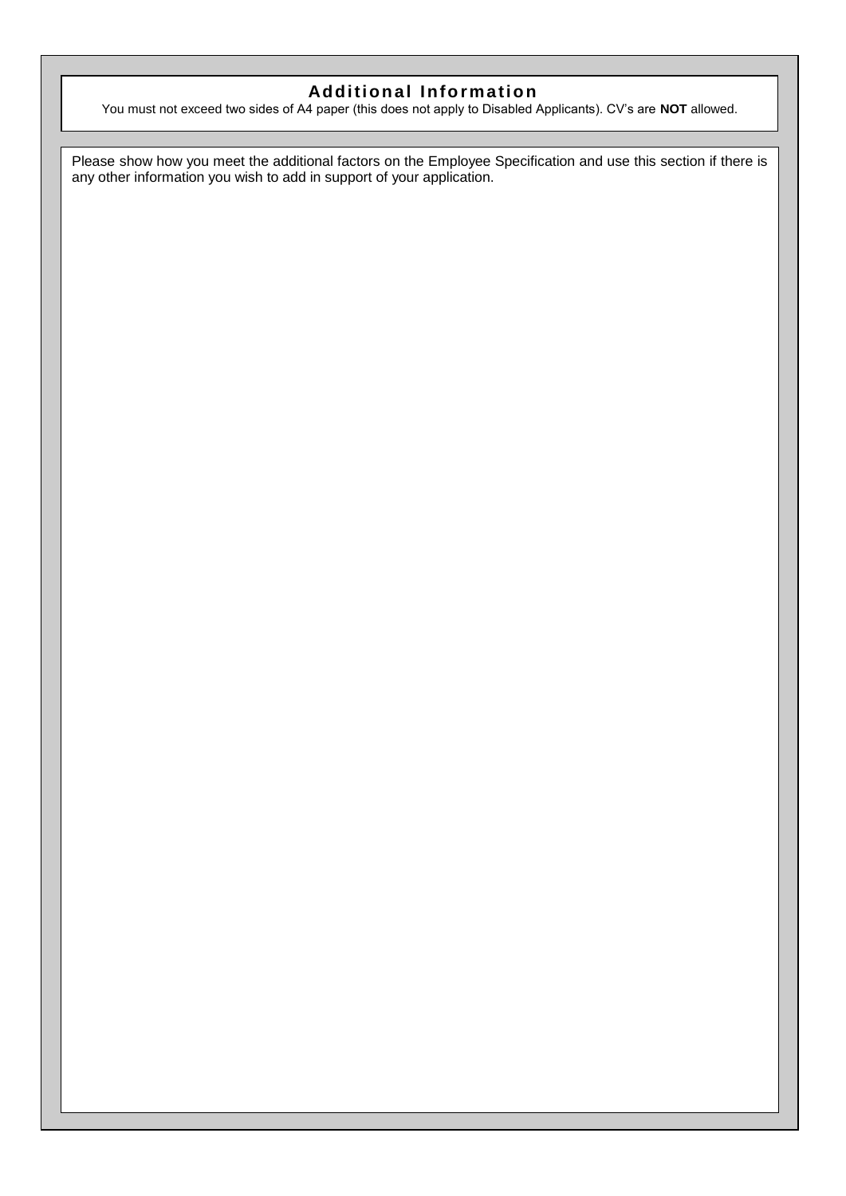## Additional Information

You must not exceed two sides of A4 paper (this does not apply to Disabled Applicants). CV's are **NOT** allowed.

Please show how you meet the additional factors on the Employee Specification and use this section if there is any other information you wish to add in support of your application.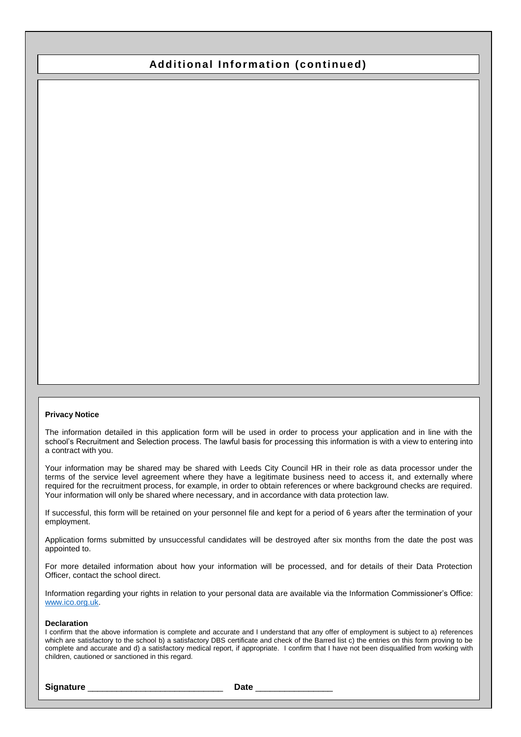## Additional Information (continued)

**Privacy Notice**

The information detailed in this application form will be used in order to process your application and in line with the school's Recruitment and Selection process. The lawful basis for processing this information is with a view to entering into a contract with you.

Your information may be shared may be shared with Leeds City Council HR in their role as data processor under the terms of the service level agreement where they have a legitimate business need to access it, and externally where required for the recruitment process, for example, in order to obtain references or where background checks are required. Your information will only be shared where necessary, and in accordance with data protection law.

If successful, this form will be retained on your personnel file and kept for a period of 6 years after the termination of your employment.

Application forms submitted by unsuccessful candidates will be destroyed after six months from the date the post was appointed to.

For more detailed information about how your information will be processed, and for details of their Data Protection Officer, contact the school direct.

Information regarding your rights in relation to your personal data are available via the Information Commissioner's Office: [www.ico.org.uk](http://www.ico.org.uk).

**Declaration**

I confirm that the above information is complete and accurate and I understand that any offer of employment is subject to a) references which are satisfactory to the school b) a satisfactory DBS certificate and check of the Barred list c) the entries on this form proving to be complete and accurate and d) a satisfactory medical report, if appropriate. I confirm that I have not been disqualified from working with children, cautioned or sanctioned in this regard.

**Signature** ___________________________ **Date** _______________